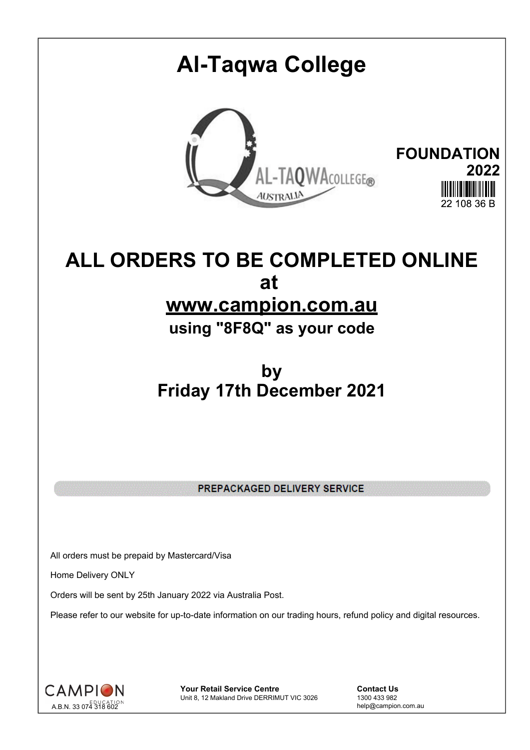# Al-Taqwa College

**FOUNDATION**
**2022**

22 108 36 B

# ALL ORDERS TO BE COMPLETED ONLINE

# at

# www.campion.com.au

## using "8F8Q" as your code

# by

# Friday 17th December 2021

**PREPACKAGED DELIVERY SERVICE**

All orders must be prepaid by Mastercard/Visa

Home Delivery ONLY

Orders will be sent by 25th January 2022 via Australia Post.

Please refer to our website for up-to-date information on our trading hours, refund policy and digital resources.

CAMPION EDUCATION
A.B.N. 33 074 318 602

**Your Retail Service Centre**
Unit 8, 12 Makland Drive DERRIMUT VIC 3026

**Contact Us**
1300 433 982
help@campion.com.au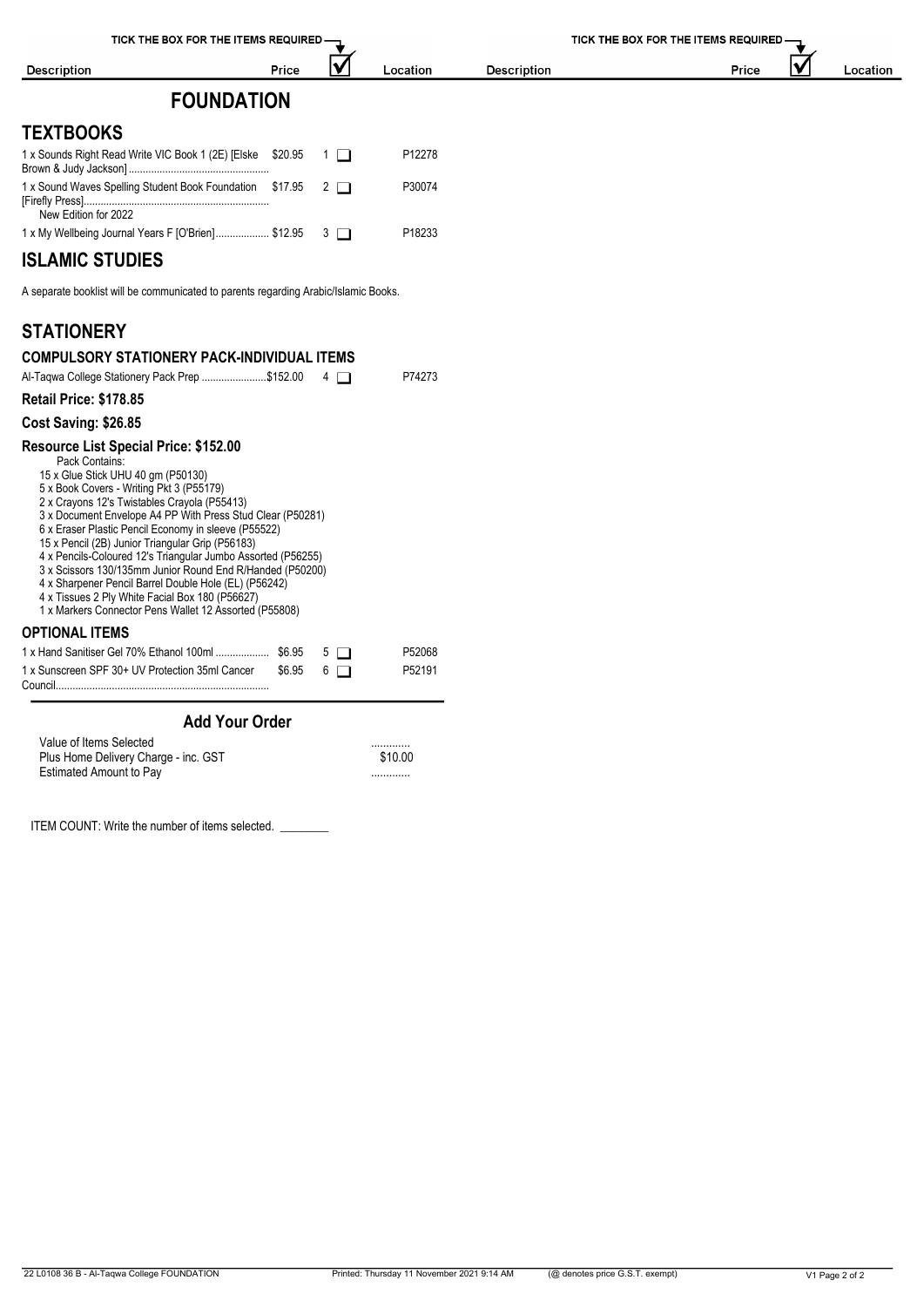# FOUNDATION

## TEXTBOOKS

| Description | Price | Tick | Location |
| --- | --- | --- | --- |
| 1 x Sounds Right Read Write VIC Book 1 (2E) [Elske Brown & Judy Jackson] | $20.95 | 1 ☐ | P12278 |
| 1 x Sound Waves Spelling Student Book Foundation [Firefly Press] New Edition for 2022 | $17.95 | 2 ☐ | P30074 |
| 1 x My Wellbeing Journal Years F [O'Brien] | $12.95 | 3 ☐ | P18233 |

## ISLAMIC STUDIES

A separate booklist will be communicated to parents regarding Arabic/Islamic Books.

## STATIONERY

### COMPULSORY STATIONERY PACK-INDIVIDUAL ITEMS

| Description | Price | Tick | Location |
| --- | --- | --- | --- |
| Al-Taqwa College Stationery Pack Prep | $152.00 | 4 ☐ | P74273 |

**Retail Price: $178.85**

**Cost Saving: $26.85**

**Resource List Special Price: $152.00**

Pack Contains:

- 15 x Glue Stick UHU 40 gm (P50130)
- 5 x Book Covers - Writing Pkt 3 (P55179)
- 2 x Crayons 12's Twistables Crayola (P55413)
- 3 x Document Envelope A4 PP With Press Stud Clear (P50281)
- 6 x Eraser Plastic Pencil Economy in sleeve (P55522)
- 15 x Pencil (2B) Junior Triangular Grip (P56183)
- 4 x Pencils-Coloured 12's Triangular Jumbo Assorted (P56255)
- 3 x Scissors 130/135mm Junior Round End R/Handed (P50200)
- 4 x Sharpener Pencil Barrel Double Hole (EL) (P56242)
- 4 x Tissues 2 Ply White Facial Box 180 (P56627)
- 1 x Markers Connector Pens Wallet 12 Assorted (P55808)

### OPTIONAL ITEMS

| Description | Price | Tick | Location |
| --- | --- | --- | --- |
| 1 x Hand Sanitiser Gel 70% Ethanol 100ml | $6.95 | 5 ☐ | P52068 |
| 1 x Sunscreen SPF 30+ UV Protection 35ml Cancer Council | $6.95 | 6 ☐ | P52191 |

### Add Your Order

| | |
| --- | --- |
| Value of Items Selected | ............ |
| Plus Home Delivery Charge - inc. GST | $10.00 |
| Estimated Amount to Pay | ............ |

ITEM COUNT: Write the number of items selected. ________

22 L0108 36 B - Al-Taqwa College FOUNDATION    Printed: Thursday 11 November 2021 9:14 AM    (@ denotes price G.S.T. exempt)